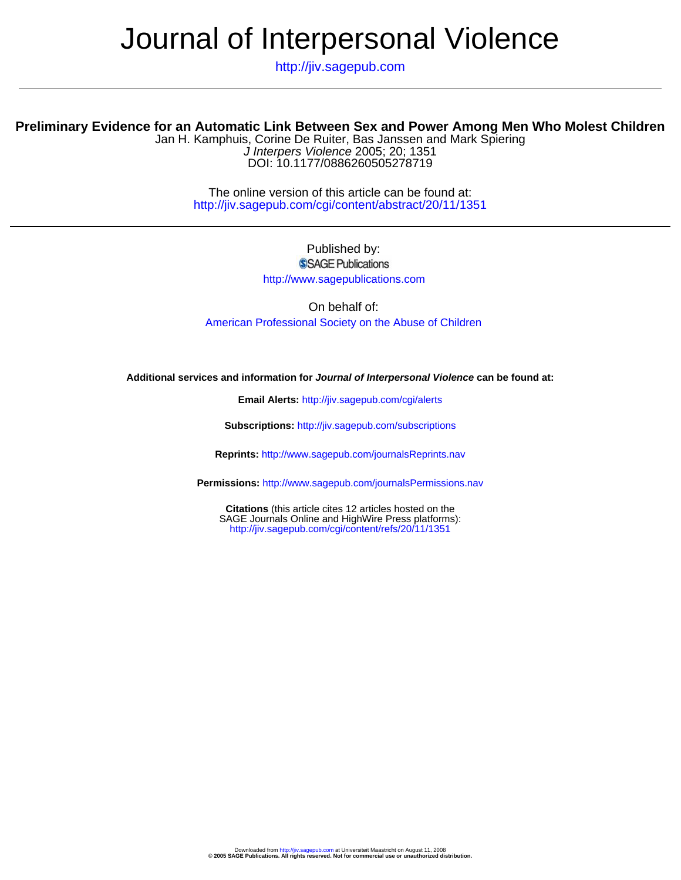# Journal of Interpersonal Violence

http://jiv.sagepub.com

## Preliminary Evidence for an Automatic Link Between Sex and Power Among Men Who Molest Children

Jan H. Kamphuis, Corine De Ruiter, Bas Janssen and Mark Spiering
*J Interpers Violence* 2005; 20; 1351
DOI: 10.1177/0886260505278719

The online version of this article can be found at:
http://jiv.sagepub.com/cgi/content/abstract/20/11/1351

Published by:
SAGE Publications
http://www.sagepublications.com

On behalf of:
American Professional Society on the Abuse of Children

**Additional services and information for *Journal of Interpersonal Violence* can be found at:**

**Email Alerts:** http://jiv.sagepub.com/cgi/alerts

**Subscriptions:** http://jiv.sagepub.com/subscriptions

**Reprints:** http://www.sagepub.com/journalsReprints.nav

**Permissions:** http://www.sagepub.com/journalsPermissions.nav

**Citations** (this article cites 12 articles hosted on the SAGE Journals Online and HighWire Press platforms):
http://jiv.sagepub.com/cgi/content/refs/20/11/1351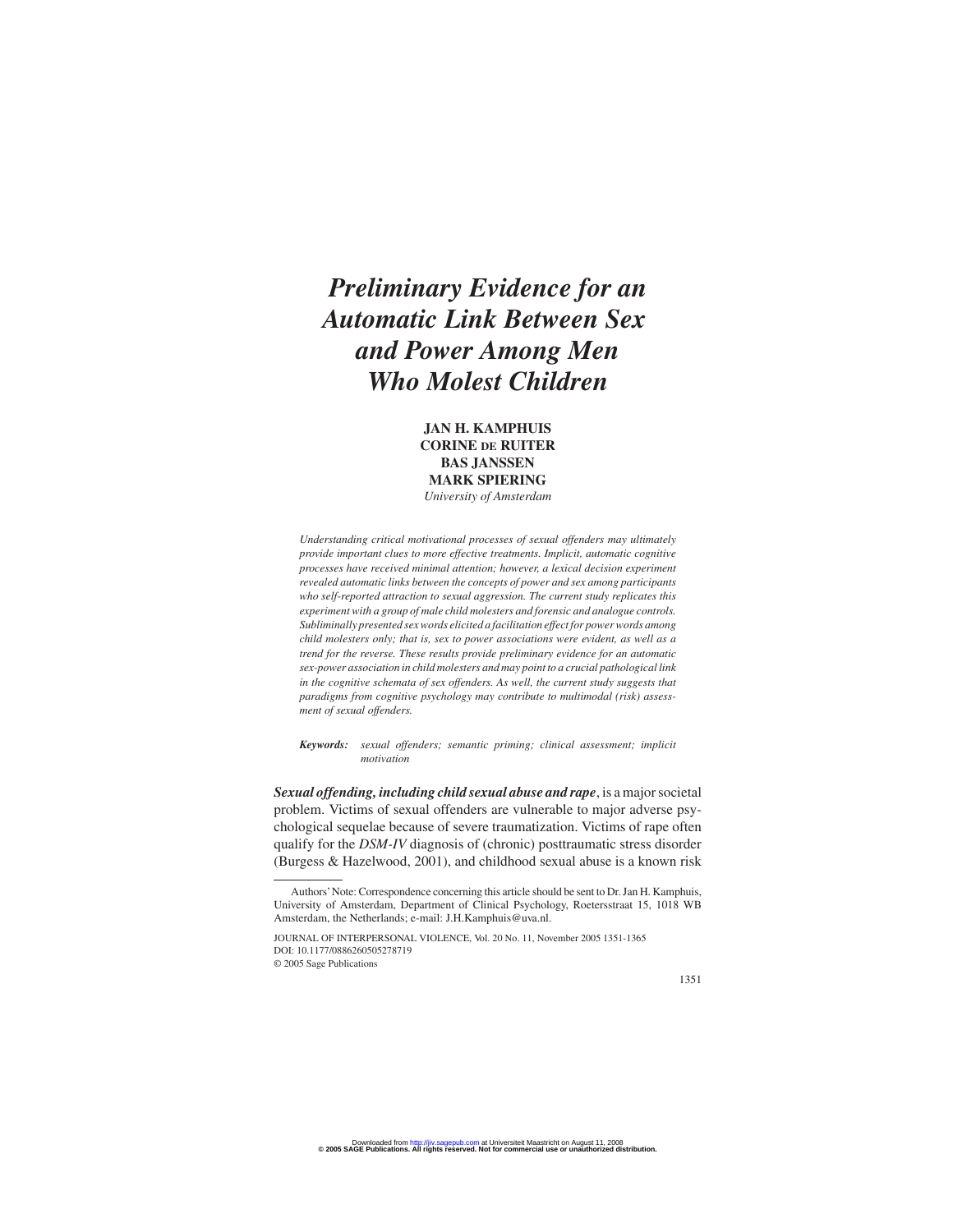# *Preliminary Evidence for an Automatic Link Between Sex and Power Among Men Who Molest Children*

**JAN H. KAMPHUIS**
**CORINE DE RUITER**
**BAS JANSSEN**
**MARK SPIERING**
*University of Amsterdam*

*Understanding critical motivational processes of sexual offenders may ultimately provide important clues to more effective treatments. Implicit, automatic cognitive processes have received minimal attention; however, a lexical decision experiment revealed automatic links between the concepts of power and sex among participants who self-reported attraction to sexual aggression. The current study replicates this experiment with a group of male child molesters and forensic and analogue controls. Subliminally presented sex words elicited a facilitation effect for power words among child molesters only; that is, sex to power associations were evident, as well as a trend for the reverse. These results provide preliminary evidence for an automatic sex-power association in child molesters and may point to a crucial pathological link in the cognitive schemata of sex offenders. As well, the current study suggests that paradigms from cognitive psychology may contribute to multimodal (risk) assessment of sexual offenders.*

**Keywords:** *sexual offenders; semantic priming; clinical assessment; implicit motivation*

***Sexual offending, including child sexual abuse and rape***, is a major societal problem. Victims of sexual offenders are vulnerable to major adverse psychological sequelae because of severe traumatization. Victims of rape often qualify for the *DSM-IV* diagnosis of (chronic) posttraumatic stress disorder (Burgess & Hazelwood, 2001), and childhood sexual abuse is a known risk

---

Authors' Note: Correspondence concerning this article should be sent to Dr. Jan H. Kamphuis, University of Amsterdam, Department of Clinical Psychology, Roetersstraat 15, 1018 WB Amsterdam, the Netherlands; e-mail: J.H.Kamphuis@uva.nl.

JOURNAL OF INTERPERSONAL VIOLENCE, Vol. 20 No. 11, November 2005 1351-1365
DOI: 10.1177/0886260505278719
© 2005 Sage Publications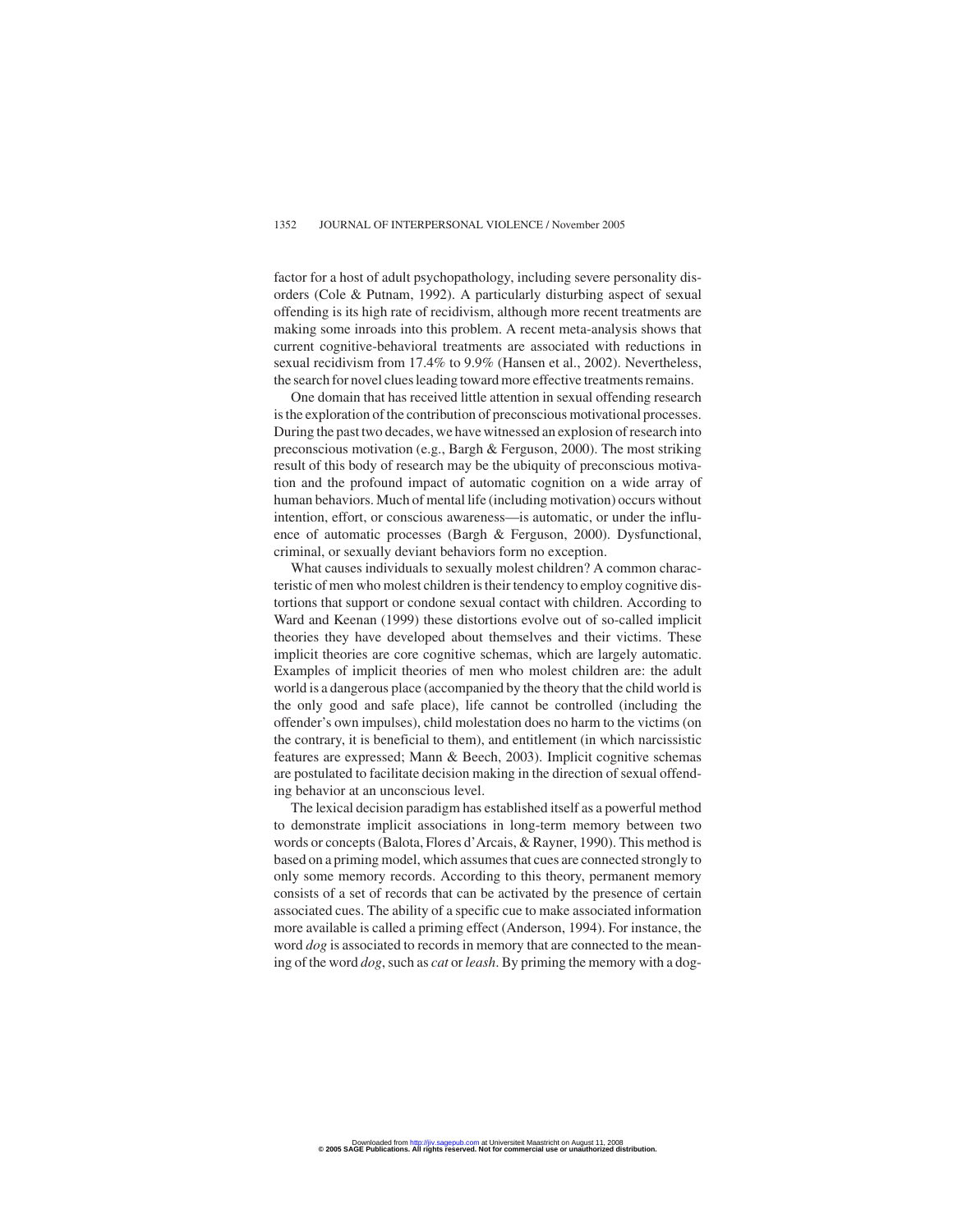factor for a host of adult psychopathology, including severe personality disorders (Cole & Putnam, 1992). A particularly disturbing aspect of sexual offending is its high rate of recidivism, although more recent treatments are making some inroads into this problem. A recent meta-analysis shows that current cognitive-behavioral treatments are associated with reductions in sexual recidivism from 17.4% to 9.9% (Hansen et al., 2002). Nevertheless, the search for novel clues leading toward more effective treatments remains.

One domain that has received little attention in sexual offending research is the exploration of the contribution of preconscious motivational processes. During the past two decades, we have witnessed an explosion of research into preconscious motivation (e.g., Bargh & Ferguson, 2000). The most striking result of this body of research may be the ubiquity of preconscious motivation and the profound impact of automatic cognition on a wide array of human behaviors. Much of mental life (including motivation) occurs without intention, effort, or conscious awareness—is automatic, or under the influence of automatic processes (Bargh & Ferguson, 2000). Dysfunctional, criminal, or sexually deviant behaviors form no exception.

What causes individuals to sexually molest children? A common characteristic of men who molest children is their tendency to employ cognitive distortions that support or condone sexual contact with children. According to Ward and Keenan (1999) these distortions evolve out of so-called implicit theories they have developed about themselves and their victims. These implicit theories are core cognitive schemas, which are largely automatic. Examples of implicit theories of men who molest children are: the adult world is a dangerous place (accompanied by the theory that the child world is the only good and safe place), life cannot be controlled (including the offender's own impulses), child molestation does no harm to the victims (on the contrary, it is beneficial to them), and entitlement (in which narcissistic features are expressed; Mann & Beech, 2003). Implicit cognitive schemas are postulated to facilitate decision making in the direction of sexual offending behavior at an unconscious level.

The lexical decision paradigm has established itself as a powerful method to demonstrate implicit associations in long-term memory between two words or concepts (Balota, Flores d'Arcais, & Rayner, 1990). This method is based on a priming model, which assumes that cues are connected strongly to only some memory records. According to this theory, permanent memory consists of a set of records that can be activated by the presence of certain associated cues. The ability of a specific cue to make associated information more available is called a priming effect (Anderson, 1994). For instance, the word *dog* is associated to records in memory that are connected to the meaning of the word *dog*, such as *cat* or *leash*. By priming the memory with a dog-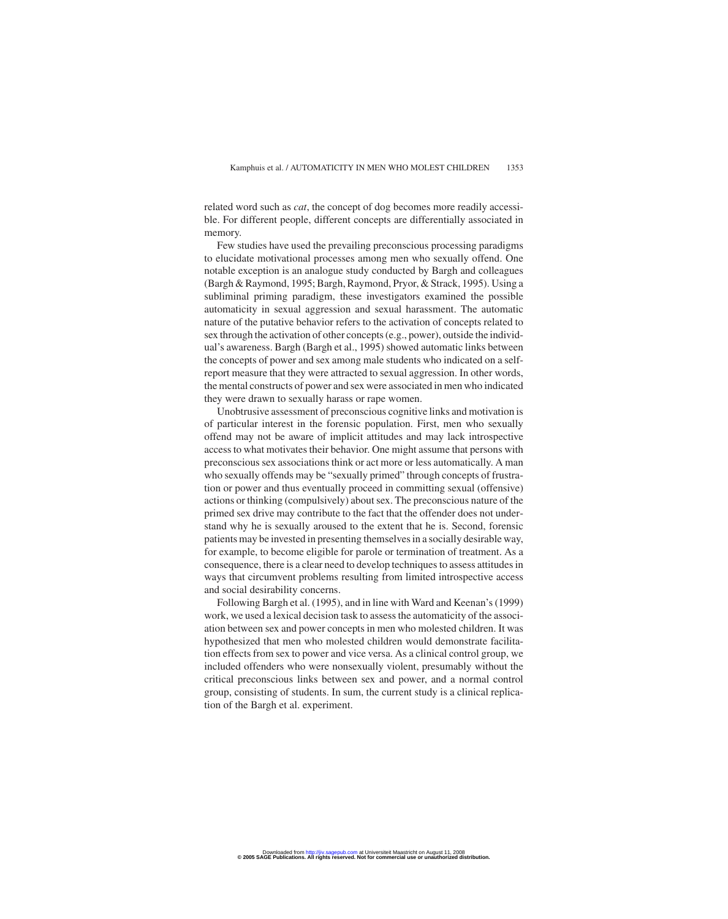related word such as *cat*, the concept of dog becomes more readily accessible. For different people, different concepts are differentially associated in memory.

Few studies have used the prevailing preconscious processing paradigms to elucidate motivational processes among men who sexually offend. One notable exception is an analogue study conducted by Bargh and colleagues (Bargh & Raymond, 1995; Bargh, Raymond, Pryor, & Strack, 1995). Using a subliminal priming paradigm, these investigators examined the possible automaticity in sexual aggression and sexual harassment. The automatic nature of the putative behavior refers to the activation of concepts related to sex through the activation of other concepts (e.g., power), outside the individual's awareness. Bargh (Bargh et al., 1995) showed automatic links between the concepts of power and sex among male students who indicated on a self-report measure that they were attracted to sexual aggression. In other words, the mental constructs of power and sex were associated in men who indicated they were drawn to sexually harass or rape women.

Unobtrusive assessment of preconscious cognitive links and motivation is of particular interest in the forensic population. First, men who sexually offend may not be aware of implicit attitudes and may lack introspective access to what motivates their behavior. One might assume that persons with preconscious sex associations think or act more or less automatically. A man who sexually offends may be "sexually primed" through concepts of frustration or power and thus eventually proceed in committing sexual (offensive) actions or thinking (compulsively) about sex. The preconscious nature of the primed sex drive may contribute to the fact that the offender does not understand why he is sexually aroused to the extent that he is. Second, forensic patients may be invested in presenting themselves in a socially desirable way, for example, to become eligible for parole or termination of treatment. As a consequence, there is a clear need to develop techniques to assess attitudes in ways that circumvent problems resulting from limited introspective access and social desirability concerns.

Following Bargh et al. (1995), and in line with Ward and Keenan's (1999) work, we used a lexical decision task to assess the automaticity of the association between sex and power concepts in men who molested children. It was hypothesized that men who molested children would demonstrate facilitation effects from sex to power and vice versa. As a clinical control group, we included offenders who were nonsexually violent, presumably without the critical preconscious links between sex and power, and a normal control group, consisting of students. In sum, the current study is a clinical replication of the Bargh et al. experiment.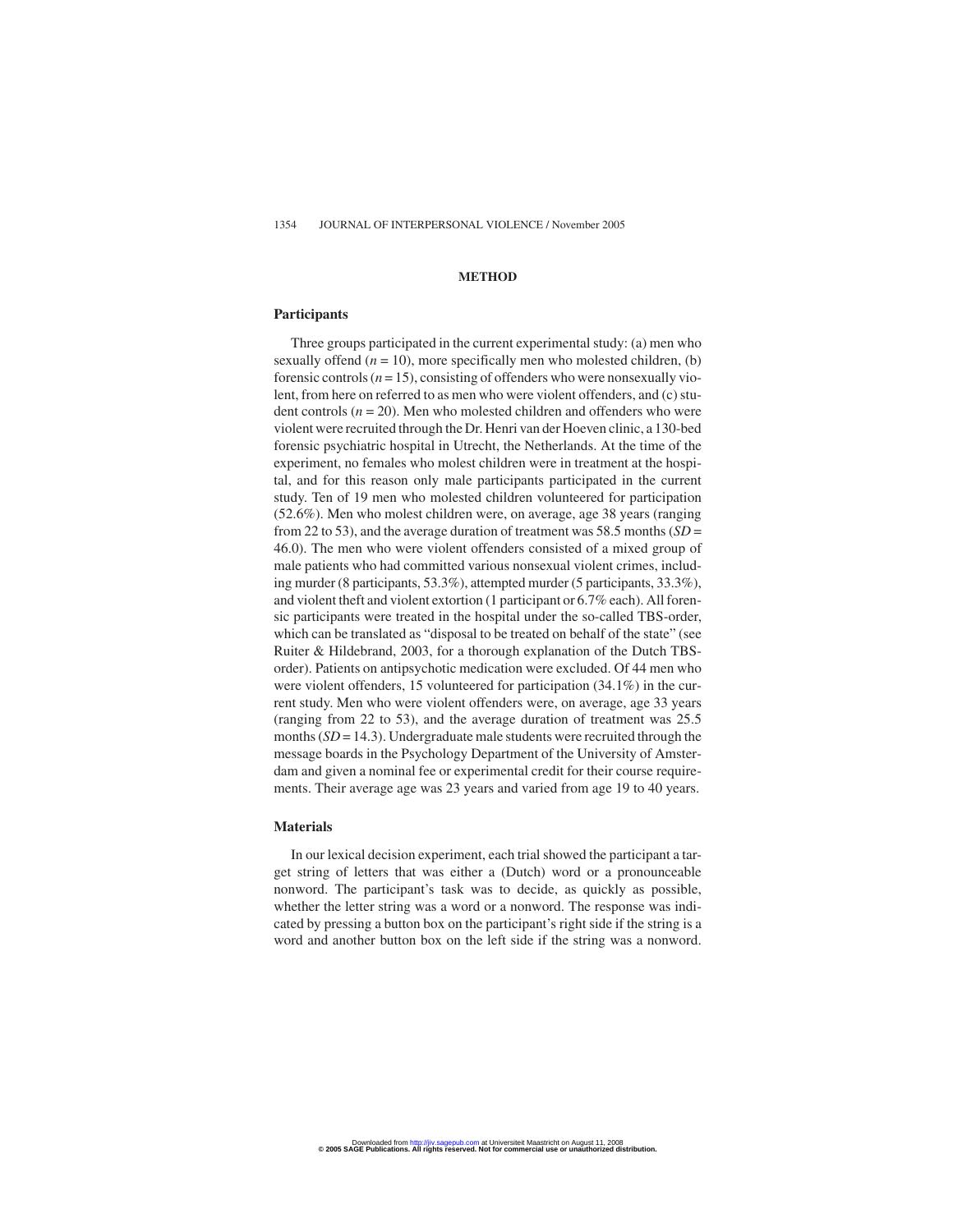## METHOD

### Participants

Three groups participated in the current experimental study: (a) men who sexually offend (*n* = 10), more specifically men who molested children, (b) forensic controls (*n* = 15), consisting of offenders who were nonsexually violent, from here on referred to as men who were violent offenders, and (c) student controls (*n* = 20). Men who molested children and offenders who were violent were recruited through the Dr. Henri van der Hoeven clinic, a 130-bed forensic psychiatric hospital in Utrecht, the Netherlands. At the time of the experiment, no females who molest children were in treatment at the hospital, and for this reason only male participants participated in the current study. Ten of 19 men who molested children volunteered for participation (52.6%). Men who molest children were, on average, age 38 years (ranging from 22 to 53), and the average duration of treatment was 58.5 months (*SD* = 46.0). The men who were violent offenders consisted of a mixed group of male patients who had committed various nonsexual violent crimes, including murder (8 participants, 53.3%), attempted murder (5 participants, 33.3%), and violent theft and violent extortion (1 participant or 6.7% each). All forensic participants were treated in the hospital under the so-called TBS-order, which can be translated as "disposal to be treated on behalf of the state" (see Ruiter & Hildebrand, 2003, for a thorough explanation of the Dutch TBS-order). Patients on antipsychotic medication were excluded. Of 44 men who were violent offenders, 15 volunteered for participation (34.1%) in the current study. Men who were violent offenders were, on average, age 33 years (ranging from 22 to 53), and the average duration of treatment was 25.5 months (*SD* = 14.3). Undergraduate male students were recruited through the message boards in the Psychology Department of the University of Amsterdam and given a nominal fee or experimental credit for their course requirements. Their average age was 23 years and varied from age 19 to 40 years.

### Materials

In our lexical decision experiment, each trial showed the participant a target string of letters that was either a (Dutch) word or a pronounceable nonword. The participant's task was to decide, as quickly as possible, whether the letter string was a word or a nonword. The response was indicated by pressing a button box on the participant's right side if the string is a word and another button box on the left side if the string was a nonword.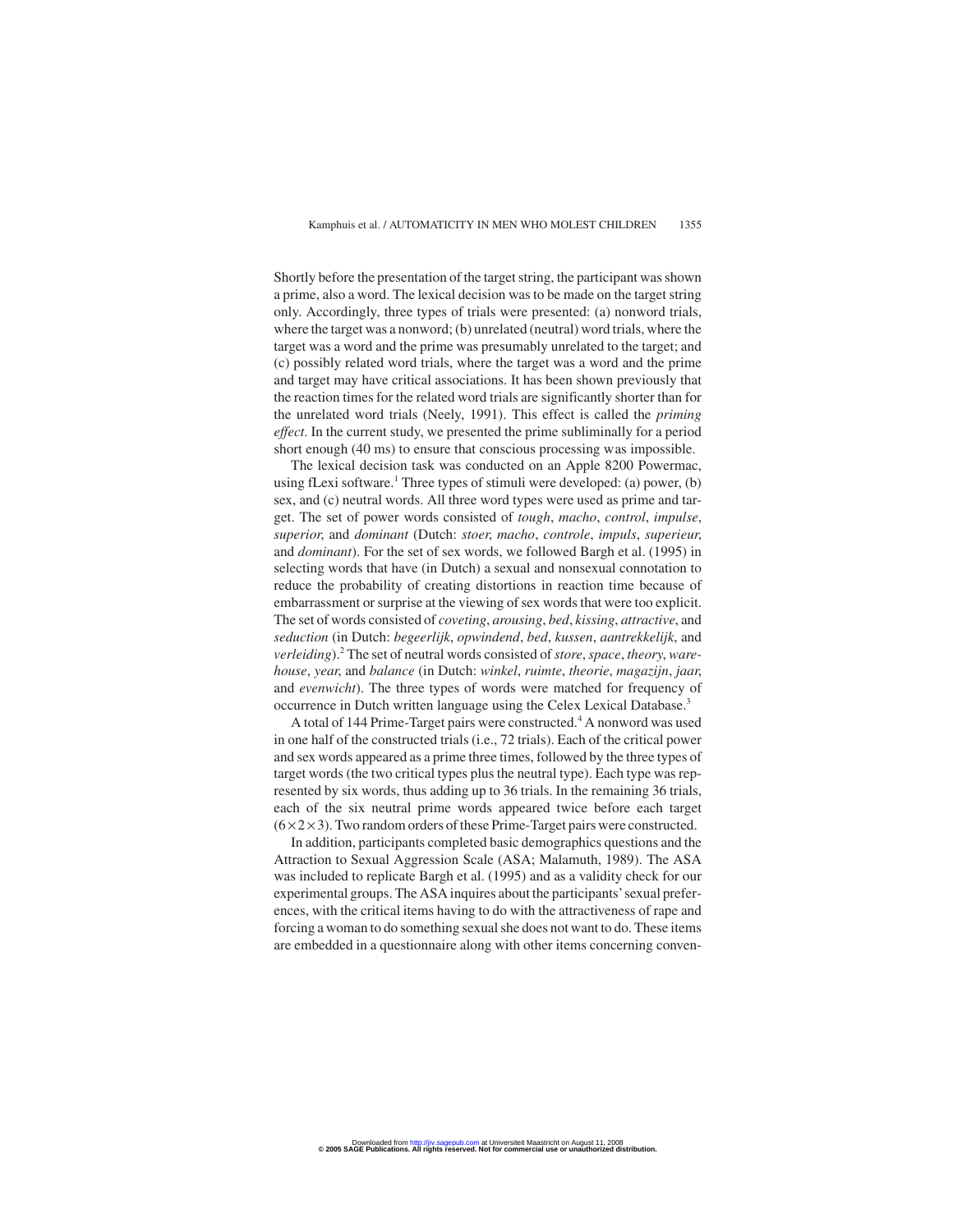Shortly before the presentation of the target string, the participant was shown a prime, also a word. The lexical decision was to be made on the target string only. Accordingly, three types of trials were presented: (a) nonword trials, where the target was a nonword; (b) unrelated (neutral) word trials, where the target was a word and the prime was presumably unrelated to the target; and (c) possibly related word trials, where the target was a word and the prime and target may have critical associations. It has been shown previously that the reaction times for the related word trials are significantly shorter than for the unrelated word trials (Neely, 1991). This effect is called the *priming effect*. In the current study, we presented the prime subliminally for a period short enough (40 ms) to ensure that conscious processing was impossible.

The lexical decision task was conducted on an Apple 8200 Powermac, using fLexi software.[1] Three types of stimuli were developed: (a) power, (b) sex, and (c) neutral words. All three word types were used as prime and target. The set of power words consisted of *tough*, *macho*, *control*, *impulse*, *superior*, and *dominant* (Dutch: *stoer*, *macho*, *controle*, *impuls*, *superieur*, and *dominant*). For the set of sex words, we followed Bargh et al. (1995) in selecting words that have (in Dutch) a sexual and nonsexual connotation to reduce the probability of creating distortions in reaction time because of embarrassment or surprise at the viewing of sex words that were too explicit. The set of words consisted of *coveting*, *arousing*, *bed*, *kissing*, *attractive*, and *seduction* (in Dutch: *begeerlijk*, *opwindend*, *bed*, *kussen*, *aantrekkelijk*, and *verleiding*).[2] The set of neutral words consisted of *store*, *space*, *theory*, *warehouse*, *year*, and *balance* (in Dutch: *winkel*, *ruimte*, *theorie*, *magazijn*, *jaar*, and *evenwicht*). The three types of words were matched for frequency of occurrence in Dutch written language using the Celex Lexical Database.[3]

A total of 144 Prime-Target pairs were constructed.[4] A nonword was used in one half of the constructed trials (i.e., 72 trials). Each of the critical power and sex words appeared as a prime three times, followed by the three types of target words (the two critical types plus the neutral type). Each type was represented by six words, thus adding up to 36 trials. In the remaining 36 trials, each of the six neutral prime words appeared twice before each target ($6 \times 2 \times 3$). Two random orders of these Prime-Target pairs were constructed.

In addition, participants completed basic demographics questions and the Attraction to Sexual Aggression Scale (ASA; Malamuth, 1989). The ASA was included to replicate Bargh et al. (1995) and as a validity check for our experimental groups. The ASA inquires about the participants' sexual preferences, with the critical items having to do with the attractiveness of rape and forcing a woman to do something sexual she does not want to do. These items are embedded in a questionnaire along with other items concerning conven-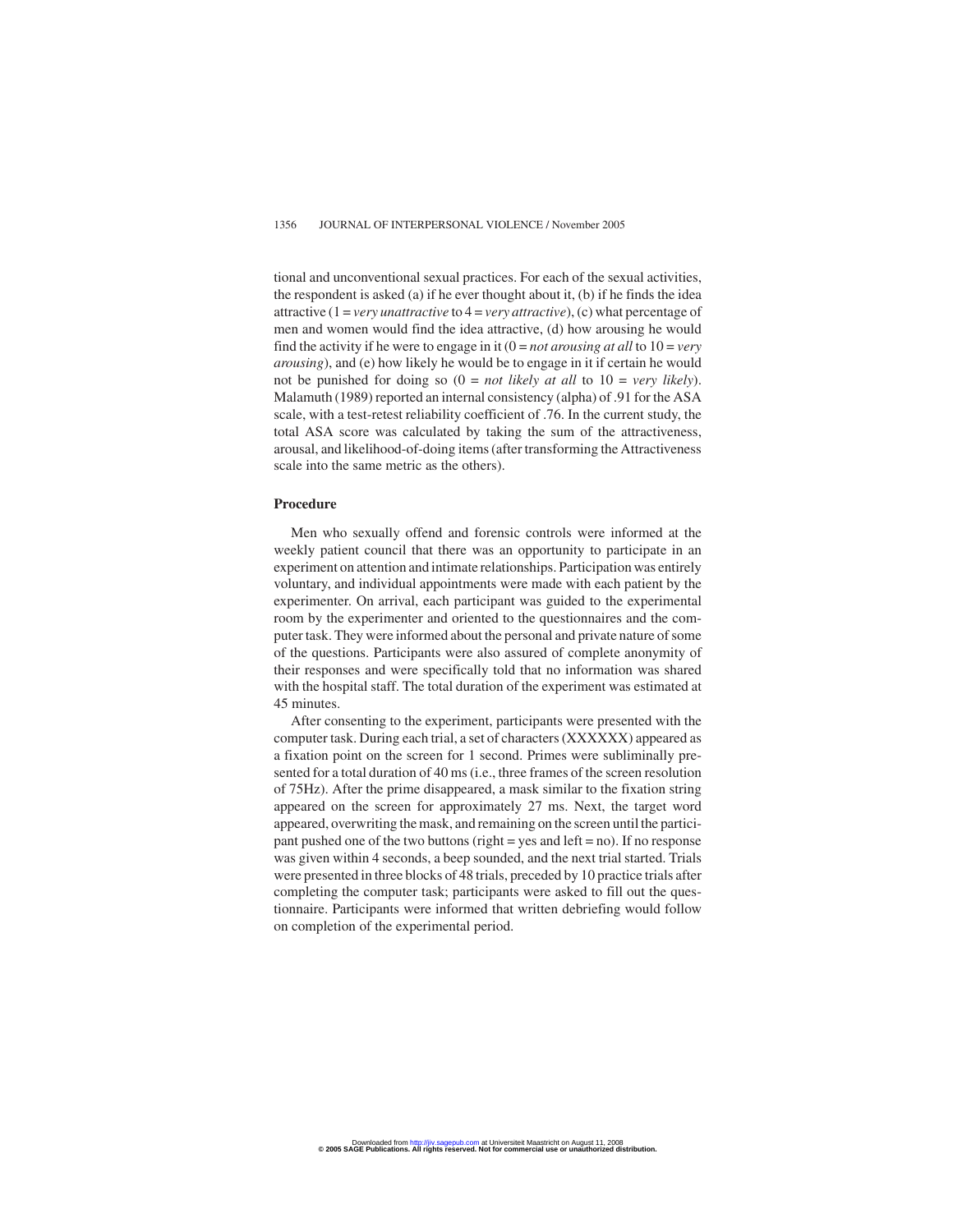tional and unconventional sexual practices. For each of the sexual activities, the respondent is asked (a) if he ever thought about it, (b) if he finds the idea attractive (1 = *very unattractive* to 4 = *very attractive*), (c) what percentage of men and women would find the idea attractive, (d) how arousing he would find the activity if he were to engage in it (0 = *not arousing at all* to 10 = *very arousing*), and (e) how likely he would be to engage in it if certain he would not be punished for doing so (0 = *not likely at all* to 10 = *very likely*). Malamuth (1989) reported an internal consistency (alpha) of .91 for the ASA scale, with a test-retest reliability coefficient of .76. In the current study, the total ASA score was calculated by taking the sum of the attractiveness, arousal, and likelihood-of-doing items (after transforming the Attractiveness scale into the same metric as the others).

### Procedure

Men who sexually offend and forensic controls were informed at the weekly patient council that there was an opportunity to participate in an experiment on attention and intimate relationships. Participation was entirely voluntary, and individual appointments were made with each patient by the experimenter. On arrival, each participant was guided to the experimental room by the experimenter and oriented to the questionnaires and the computer task. They were informed about the personal and private nature of some of the questions. Participants were also assured of complete anonymity of their responses and were specifically told that no information was shared with the hospital staff. The total duration of the experiment was estimated at 45 minutes.

After consenting to the experiment, participants were presented with the computer task. During each trial, a set of characters (XXXXXX) appeared as a fixation point on the screen for 1 second. Primes were subliminally presented for a total duration of 40 ms (i.e., three frames of the screen resolution of 75Hz). After the prime disappeared, a mask similar to the fixation string appeared on the screen for approximately 27 ms. Next, the target word appeared, overwriting the mask, and remaining on the screen until the participant pushed one of the two buttons (right = yes and left = no). If no response was given within 4 seconds, a beep sounded, and the next trial started. Trials were presented in three blocks of 48 trials, preceded by 10 practice trials after completing the computer task; participants were asked to fill out the questionnaire. Participants were informed that written debriefing would follow on completion of the experimental period.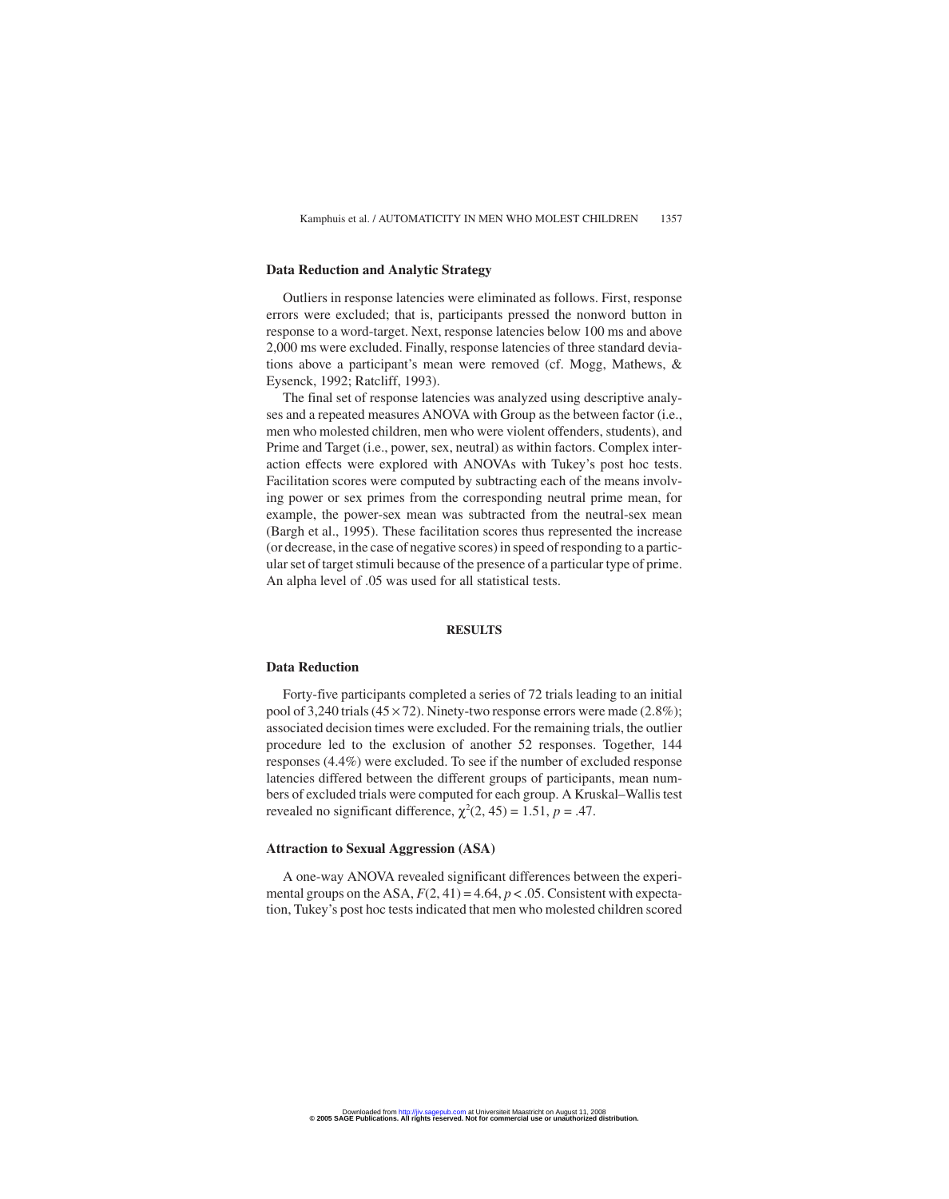### Data Reduction and Analytic Strategy

Outliers in response latencies were eliminated as follows. First, response errors were excluded; that is, participants pressed the nonword button in response to a word-target. Next, response latencies below 100 ms and above 2,000 ms were excluded. Finally, response latencies of three standard deviations above a participant's mean were removed (cf. Mogg, Mathews, & Eysenck, 1992; Ratcliff, 1993).

The final set of response latencies was analyzed using descriptive analyses and a repeated measures ANOVA with Group as the between factor (i.e., men who molested children, men who were violent offenders, students), and Prime and Target (i.e., power, sex, neutral) as within factors. Complex interaction effects were explored with ANOVAs with Tukey's post hoc tests. Facilitation scores were computed by subtracting each of the means involving power or sex primes from the corresponding neutral prime mean, for example, the power-sex mean was subtracted from the neutral-sex mean (Bargh et al., 1995). These facilitation scores thus represented the increase (or decrease, in the case of negative scores) in speed of responding to a particular set of target stimuli because of the presence of a particular type of prime. An alpha level of .05 was used for all statistical tests.

## RESULTS

### Data Reduction

Forty-five participants completed a series of 72 trials leading to an initial pool of 3,240 trials ($45 \times 72$). Ninety-two response errors were made (2.8%); associated decision times were excluded. For the remaining trials, the outlier procedure led to the exclusion of another 52 responses. Together, 144 responses (4.4%) were excluded. To see if the number of excluded response latencies differed between the different groups of participants, mean numbers of excluded trials were computed for each group. A Kruskal–Wallis test revealed no significant difference, $\chi^2(2, 45) = 1.51$, $p = .47$.

### Attraction to Sexual Aggression (ASA)

A one-way ANOVA revealed significant differences between the experimental groups on the ASA, $F(2, 41) = 4.64$, $p < .05$. Consistent with expectation, Tukey's post hoc tests indicated that men who molested children scored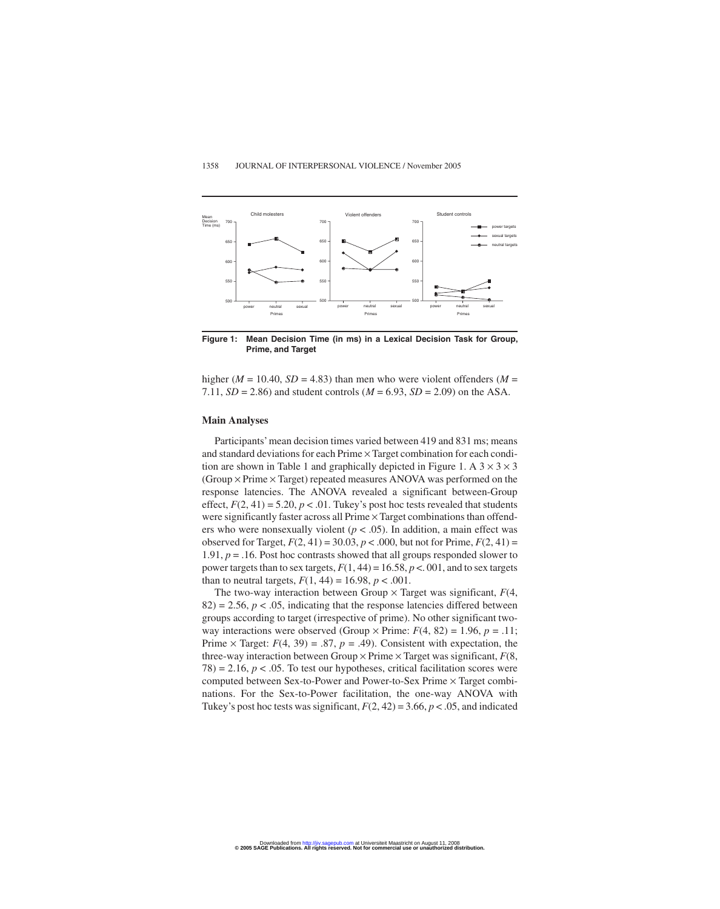Figure 1: Mean Decision Time (in ms) in a Lexical Decision Task for Group, Prime, and Target

higher ($M$ = 10.40, $SD$ = 4.83) than men who were violent offenders ($M$ = 7.11, $SD$ = 2.86) and student controls ($M$ = 6.93, $SD$ = 2.09) on the ASA.

### Main Analyses

Participants' mean decision times varied between 419 and 831 ms; means and standard deviations for each Prime × Target combination for each condition are shown in Table 1 and graphically depicted in Figure 1. A 3 × 3 × 3 (Group × Prime × Target) repeated measures ANOVA was performed on the response latencies. The ANOVA revealed a significant between-Group effect, $F(2, 41) = 5.20$, $p < .01$. Tukey's post hoc tests revealed that students were significantly faster across all Prime × Target combinations than offenders who were nonsexually violent ($p < .05$). In addition, a main effect was observed for Target, $F(2, 41) = 30.03$, $p < .000$, but not for Prime, $F(2, 41) = 1.91$, $p = .16$. Post hoc contrasts showed that all groups responded slower to power targets than to sex targets, $F(1, 44) = 16.58$, $p < .001$, and to sex targets than to neutral targets, $F(1, 44) = 16.98$, $p < .001$.

The two-way interaction between Group × Target was significant, $F(4, 82) = 2.56$, $p < .05$, indicating that the response latencies differed between groups according to target (irrespective of prime). No other significant two-way interactions were observed (Group × Prime: $F(4, 82) = 1.96$, $p = .11$; Prime × Target: $F(4, 39) = .87$, $p = .49$). Consistent with expectation, the three-way interaction between Group × Prime × Target was significant, $F(8, 78) = 2.16$, $p < .05$. To test our hypotheses, critical facilitation scores were computed between Sex-to-Power and Power-to-Sex Prime × Target combinations. For the Sex-to-Power facilitation, the one-way ANOVA with Tukey's post hoc tests was significant, $F(2, 42) = 3.66$, $p < .05$, and indicated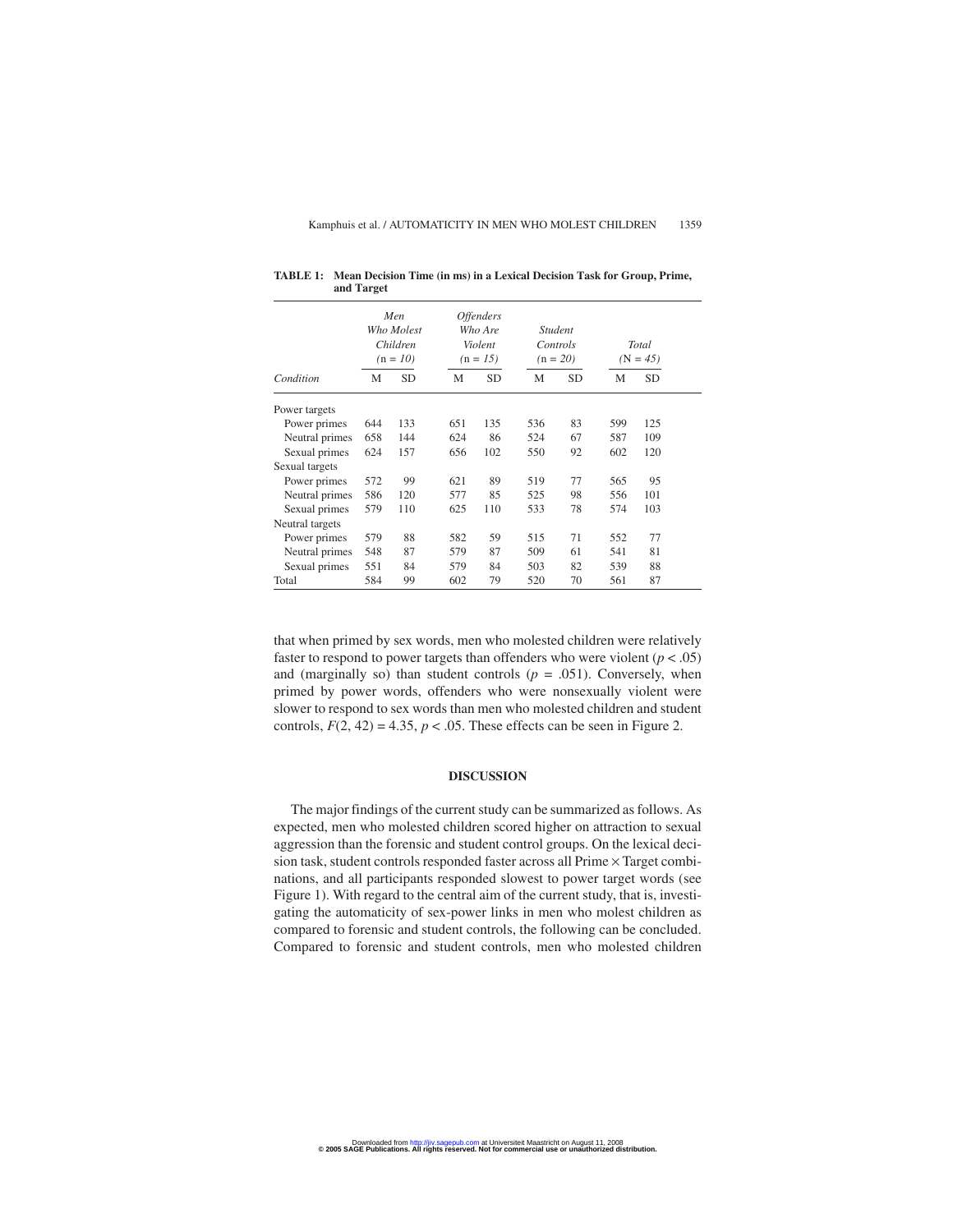**TABLE 1: Mean Decision Time (in ms) in a Lexical Decision Task for Group, Prime, and Target**

| | *Men Who Molest Children* (n = *10*) | | *Offenders Who Are Violent* (n = *15*) | | *Student Controls* (n = *20*) | | *Total* (N = *45*) | |
|---|---|---|---|---|---|---|---|---|
| *Condition* | M | SD | M | SD | M | SD | M | SD |
| Power targets | | | | | | | | |
| Power primes | 644 | 133 | 651 | 135 | 536 | 83 | 599 | 125 |
| Neutral primes | 658 | 144 | 624 | 86 | 524 | 67 | 587 | 109 |
| Sexual primes | 624 | 157 | 656 | 102 | 550 | 92 | 602 | 120 |
| Sexual targets | | | | | | | | |
| Power primes | 572 | 99 | 621 | 89 | 519 | 77 | 565 | 95 |
| Neutral primes | 586 | 120 | 577 | 85 | 525 | 98 | 556 | 101 |
| Sexual primes | 579 | 110 | 625 | 110 | 533 | 78 | 574 | 103 |
| Neutral targets | | | | | | | | |
| Power primes | 579 | 88 | 582 | 59 | 515 | 71 | 552 | 77 |
| Neutral primes | 548 | 87 | 579 | 87 | 509 | 61 | 541 | 81 |
| Sexual primes | 551 | 84 | 579 | 84 | 503 | 82 | 539 | 88 |
| Total | 584 | 99 | 602 | 79 | 520 | 70 | 561 | 87 |

that when primed by sex words, men who molested children were relatively faster to respond to power targets than offenders who were violent ($p < .05$) and (marginally so) than student controls ($p = .051$). Conversely, when primed by power words, offenders who were nonsexually violent were slower to respond to sex words than men who molested children and student controls, $F(2, 42) = 4.35$, $p < .05$. These effects can be seen in Figure 2.

## DISCUSSION

The major findings of the current study can be summarized as follows. As expected, men who molested children scored higher on attraction to sexual aggression than the forensic and student control groups. On the lexical decision task, student controls responded faster across all Prime × Target combinations, and all participants responded slowest to power target words (see Figure 1). With regard to the central aim of the current study, that is, investigating the automaticity of sex-power links in men who molest children as compared to forensic and student controls, the following can be concluded. Compared to forensic and student controls, men who molested children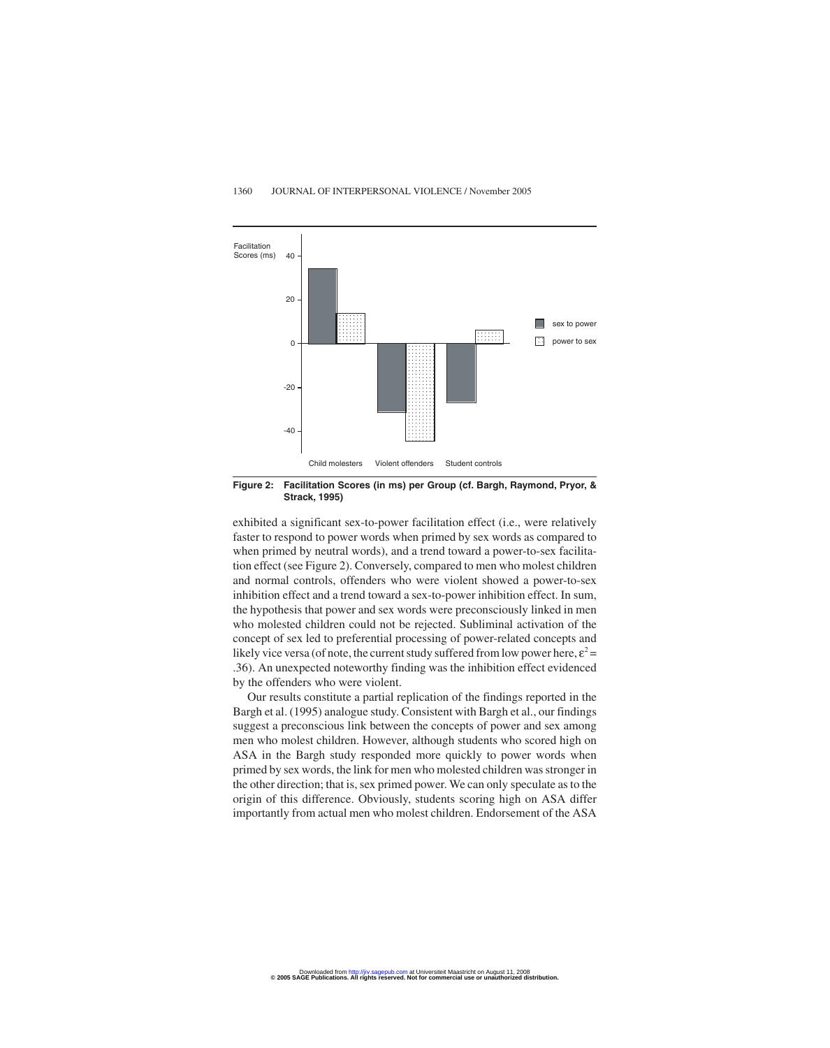**Figure 2: Facilitation Scores (in ms) per Group (cf. Bargh, Raymond, Pryor, & Strack, 1995)**

exhibited a significant sex-to-power facilitation effect (i.e., were relatively faster to respond to power words when primed by sex words as compared to when primed by neutral words), and a trend toward a power-to-sex facilitation effect (see Figure 2). Conversely, compared to men who molest children and normal controls, offenders who were violent showed a power-to-sex inhibition effect and a trend toward a sex-to-power inhibition effect. In sum, the hypothesis that power and sex words were preconsciously linked in men who molested children could not be rejected. Subliminal activation of the concept of sex led to preferential processing of power-related concepts and likely vice versa (of note, the current study suffered from low power here, $\varepsilon^2 = .36$). An unexpected noteworthy finding was the inhibition effect evidenced by the offenders who were violent.

Our results constitute a partial replication of the findings reported in the Bargh et al. (1995) analogue study. Consistent with Bargh et al., our findings suggest a preconscious link between the concepts of power and sex among men who molest children. However, although students who scored high on ASA in the Bargh study responded more quickly to power words when primed by sex words, the link for men who molested children was stronger in the other direction; that is, sex primed power. We can only speculate as to the origin of this difference. Obviously, students scoring high on ASA differ importantly from actual men who molest children. Endorsement of the ASA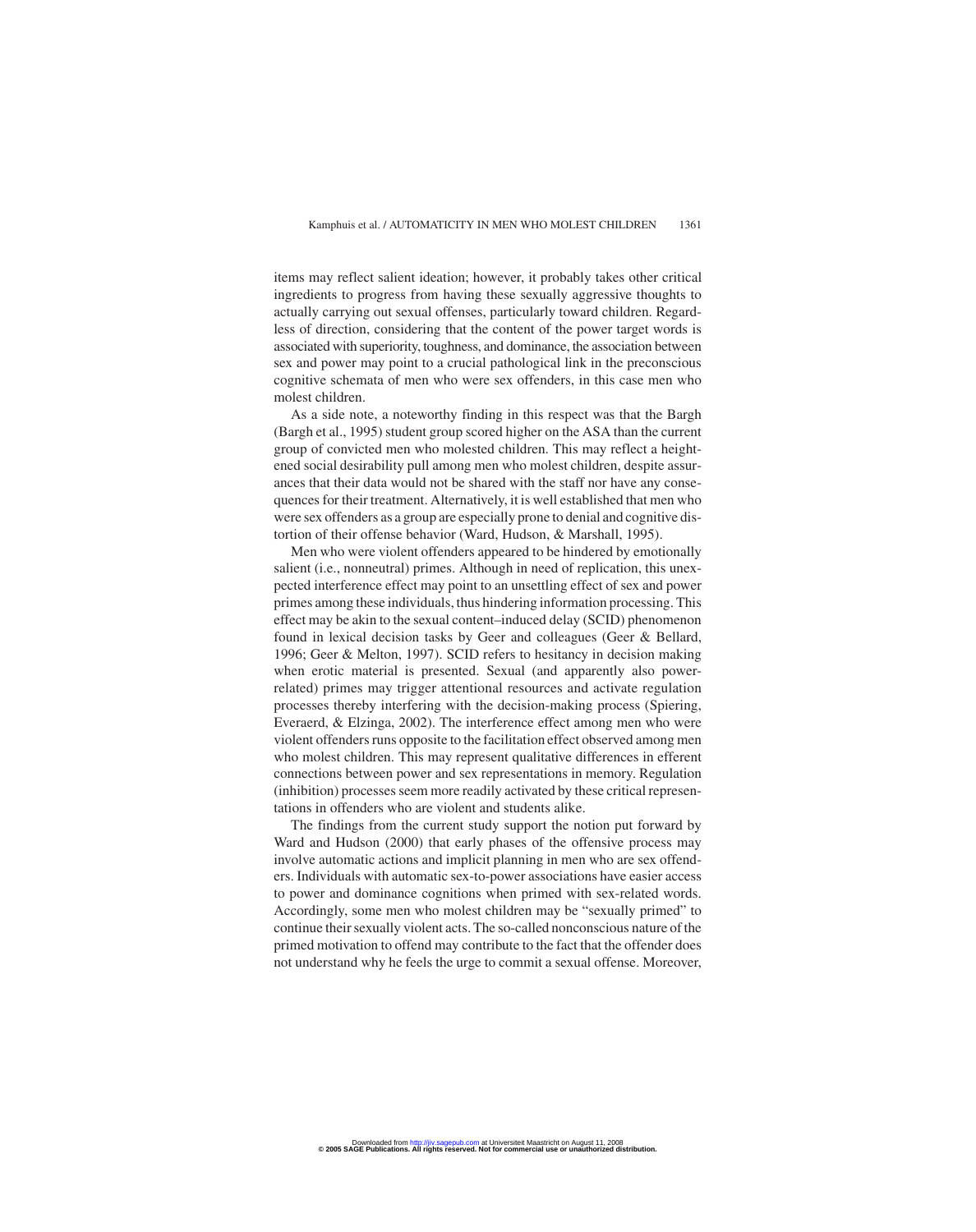items may reflect salient ideation; however, it probably takes other critical ingredients to progress from having these sexually aggressive thoughts to actually carrying out sexual offenses, particularly toward children. Regardless of direction, considering that the content of the power target words is associated with superiority, toughness, and dominance, the association between sex and power may point to a crucial pathological link in the preconscious cognitive schemata of men who were sex offenders, in this case men who molest children.

As a side note, a noteworthy finding in this respect was that the Bargh (Bargh et al., 1995) student group scored higher on the ASA than the current group of convicted men who molested children. This may reflect a heightened social desirability pull among men who molest children, despite assurances that their data would not be shared with the staff nor have any consequences for their treatment. Alternatively, it is well established that men who were sex offenders as a group are especially prone to denial and cognitive distortion of their offense behavior (Ward, Hudson, & Marshall, 1995).

Men who were violent offenders appeared to be hindered by emotionally salient (i.e., nonneutral) primes. Although in need of replication, this unexpected interference effect may point to an unsettling effect of sex and power primes among these individuals, thus hindering information processing. This effect may be akin to the sexual content–induced delay (SCID) phenomenon found in lexical decision tasks by Geer and colleagues (Geer & Bellard, 1996; Geer & Melton, 1997). SCID refers to hesitancy in decision making when erotic material is presented. Sexual (and apparently also power-related) primes may trigger attentional resources and activate regulation processes thereby interfering with the decision-making process (Spiering, Everaerd, & Elzinga, 2002). The interference effect among men who were violent offenders runs opposite to the facilitation effect observed among men who molest children. This may represent qualitative differences in efferent connections between power and sex representations in memory. Regulation (inhibition) processes seem more readily activated by these critical representations in offenders who are violent and students alike.

The findings from the current study support the notion put forward by Ward and Hudson (2000) that early phases of the offensive process may involve automatic actions and implicit planning in men who are sex offenders. Individuals with automatic sex-to-power associations have easier access to power and dominance cognitions when primed with sex-related words. Accordingly, some men who molest children may be "sexually primed" to continue their sexually violent acts. The so-called nonconscious nature of the primed motivation to offend may contribute to the fact that the offender does not understand why he feels the urge to commit a sexual offense. Moreover,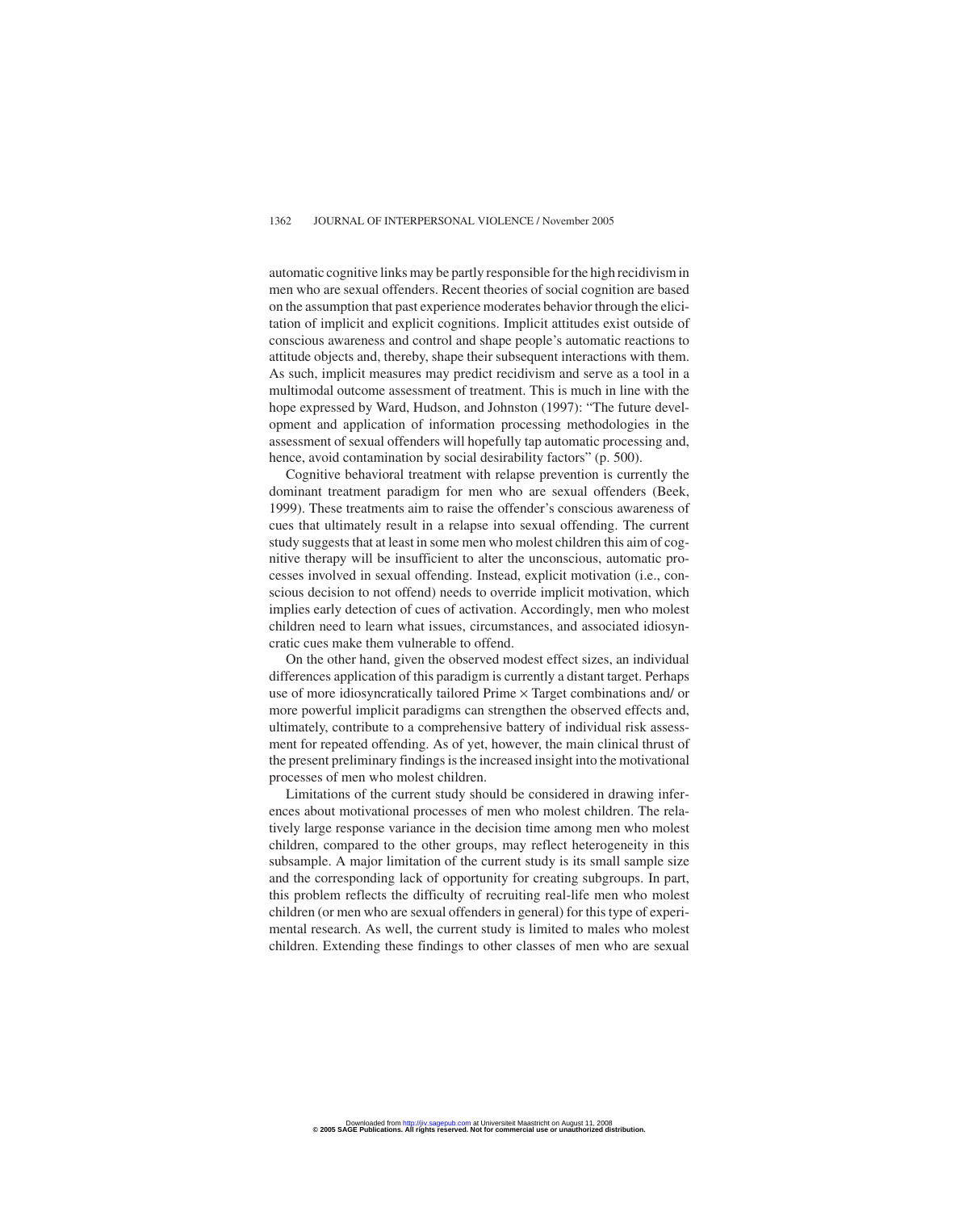automatic cognitive links may be partly responsible for the high recidivism in men who are sexual offenders. Recent theories of social cognition are based on the assumption that past experience moderates behavior through the elicitation of implicit and explicit cognitions. Implicit attitudes exist outside of conscious awareness and control and shape people's automatic reactions to attitude objects and, thereby, shape their subsequent interactions with them. As such, implicit measures may predict recidivism and serve as a tool in a multimodal outcome assessment of treatment. This is much in line with the hope expressed by Ward, Hudson, and Johnston (1997): "The future development and application of information processing methodologies in the assessment of sexual offenders will hopefully tap automatic processing and, hence, avoid contamination by social desirability factors" (p. 500).

Cognitive behavioral treatment with relapse prevention is currently the dominant treatment paradigm for men who are sexual offenders (Beek, 1999). These treatments aim to raise the offender's conscious awareness of cues that ultimately result in a relapse into sexual offending. The current study suggests that at least in some men who molest children this aim of cognitive therapy will be insufficient to alter the unconscious, automatic processes involved in sexual offending. Instead, explicit motivation (i.e., conscious decision to not offend) needs to override implicit motivation, which implies early detection of cues of activation. Accordingly, men who molest children need to learn what issues, circumstances, and associated idiosyncratic cues make them vulnerable to offend.

On the other hand, given the observed modest effect sizes, an individual differences application of this paradigm is currently a distant target. Perhaps use of more idiosyncratically tailored Prime × Target combinations and/ or more powerful implicit paradigms can strengthen the observed effects and, ultimately, contribute to a comprehensive battery of individual risk assessment for repeated offending. As of yet, however, the main clinical thrust of the present preliminary findings is the increased insight into the motivational processes of men who molest children.

Limitations of the current study should be considered in drawing inferences about motivational processes of men who molest children. The relatively large response variance in the decision time among men who molest children, compared to the other groups, may reflect heterogeneity in this subsample. A major limitation of the current study is its small sample size and the corresponding lack of opportunity for creating subgroups. In part, this problem reflects the difficulty of recruiting real-life men who molest children (or men who are sexual offenders in general) for this type of experimental research. As well, the current study is limited to males who molest children. Extending these findings to other classes of men who are sexual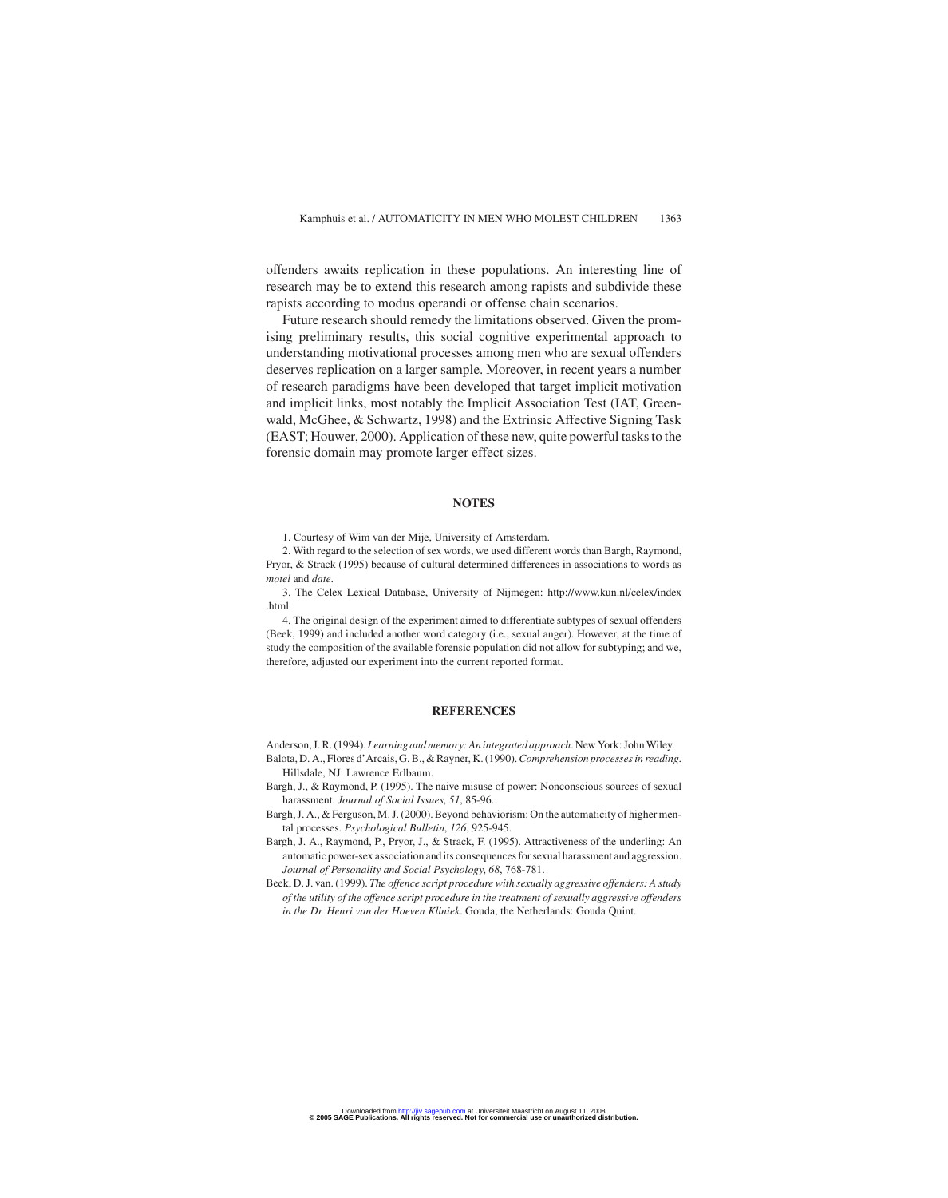offenders awaits replication in these populations. An interesting line of research may be to extend this research among rapists and subdivide these rapists according to modus operandi or offense chain scenarios.

Future research should remedy the limitations observed. Given the promising preliminary results, this social cognitive experimental approach to understanding motivational processes among men who are sexual offenders deserves replication on a larger sample. Moreover, in recent years a number of research paradigms have been developed that target implicit motivation and implicit links, most notably the Implicit Association Test (IAT, Greenwald, McGhee, & Schwartz, 1998) and the Extrinsic Affective Signing Task (EAST; Houwer, 2000). Application of these new, quite powerful tasks to the forensic domain may promote larger effect sizes.

## NOTES

1. Courtesy of Wim van der Mije, University of Amsterdam.

2. With regard to the selection of sex words, we used different words than Bargh, Raymond, Pryor, & Strack (1995) because of cultural determined differences in associations to words as *motel* and *date*.

3. The Celex Lexical Database, University of Nijmegen: http://www.kun.nl/celex/index.html

4. The original design of the experiment aimed to differentiate subtypes of sexual offenders (Beek, 1999) and included another word category (i.e., sexual anger). However, at the time of study the composition of the available forensic population did not allow for subtyping; and we, therefore, adjusted our experiment into the current reported format.

## REFERENCES

Anderson, J. R. (1994). *Learning and memory: An integrated approach*. New York: John Wiley.

Balota, D. A., Flores d'Arcais, G. B., & Rayner, K. (1990). *Comprehension processes in reading*. Hillsdale, NJ: Lawrence Erlbaum.

Bargh, J., & Raymond, P. (1995). The naive misuse of power: Nonconscious sources of sexual harassment. *Journal of Social Issues*, *51*, 85-96.

Bargh, J. A., & Ferguson, M. J. (2000). Beyond behaviorism: On the automaticity of higher mental processes. *Psychological Bulletin*, *126*, 925-945.

Bargh, J. A., Raymond, P., Pryor, J., & Strack, F. (1995). Attractiveness of the underling: An automatic power-sex association and its consequences for sexual harassment and aggression. *Journal of Personality and Social Psychology*, *68*, 768-781.

Beek, D. J. van. (1999). *The offence script procedure with sexually aggressive offenders: A study of the utility of the offence script procedure in the treatment of sexually aggressive offenders in the Dr. Henri van der Hoeven Kliniek*. Gouda, the Netherlands: Gouda Quint.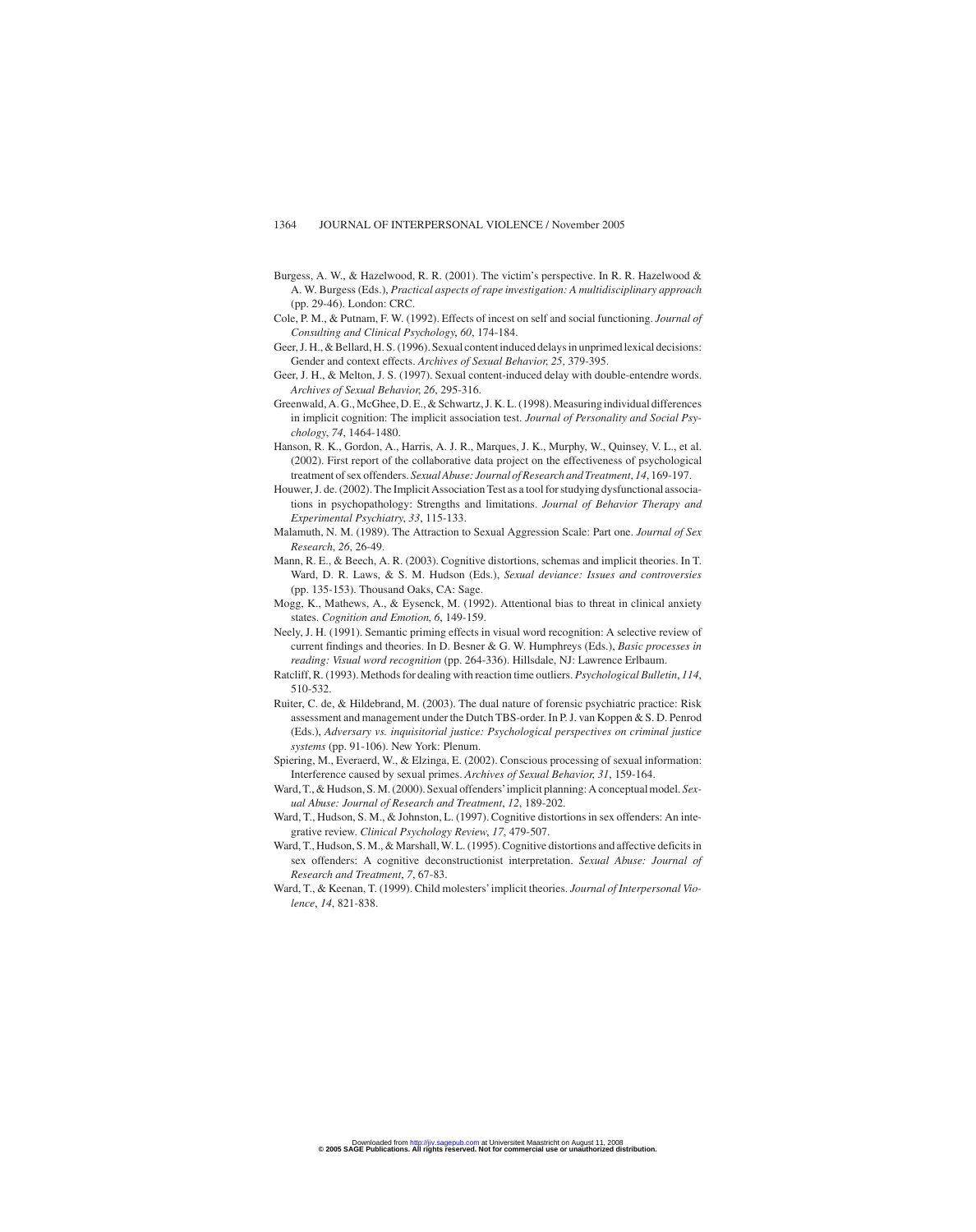Burgess, A. W., & Hazelwood, R. R. (2001). The victim's perspective. In R. R. Hazelwood & A. W. Burgess (Eds.), *Practical aspects of rape investigation: A multidisciplinary approach* (pp. 29-46). London: CRC.

Cole, P. M., & Putnam, F. W. (1992). Effects of incest on self and social functioning. *Journal of Consulting and Clinical Psychology*, *60*, 174-184.

Geer, J. H., & Bellard, H. S. (1996). Sexual content induced delays in unprimed lexical decisions: Gender and context effects. *Archives of Sexual Behavior, 25*, 379-395.

Geer, J. H., & Melton, J. S. (1997). Sexual content-induced delay with double-entendre words. *Archives of Sexual Behavior, 26*, 295-316.

Greenwald, A. G., McGhee, D. E., & Schwartz, J. K. L. (1998). Measuring individual differences in implicit cognition: The implicit association test. *Journal of Personality and Social Psychology*, *74*, 1464-1480.

Hanson, R. K., Gordon, A., Harris, A. J. R., Marques, J. K., Murphy, W., Quinsey, V. L., et al. (2002). First report of the collaborative data project on the effectiveness of psychological treatment of sex offenders. *Sexual Abuse: Journal of Research and Treatment*, *14*, 169-197.

Houwer, J. de. (2002). The Implicit Association Test as a tool for studying dysfunctional associations in psychopathology: Strengths and limitations. *Journal of Behavior Therapy and Experimental Psychiatry*, *33*, 115-133.

Malamuth, N. M. (1989). The Attraction to Sexual Aggression Scale: Part one. *Journal of Sex Research*, *26*, 26-49.

Mann, R. E., & Beech, A. R. (2003). Cognitive distortions, schemas and implicit theories. In T. Ward, D. R. Laws, & S. M. Hudson (Eds.), *Sexual deviance: Issues and controversies* (pp. 135-153). Thousand Oaks, CA: Sage.

Mogg, K., Mathews, A., & Eysenck, M. (1992). Attentional bias to threat in clinical anxiety states. *Cognition and Emotion, 6*, 149-159.

Neely, J. H. (1991). Semantic priming effects in visual word recognition: A selective review of current findings and theories. In D. Besner & G. W. Humphreys (Eds.), *Basic processes in reading: Visual word recognition* (pp. 264-336). Hillsdale, NJ: Lawrence Erlbaum.

Ratcliff, R. (1993). Methods for dealing with reaction time outliers. *Psychological Bulletin*, *114*, 510-532.

Ruiter, C. de, & Hildebrand, M. (2003). The dual nature of forensic psychiatric practice: Risk assessment and management under the Dutch TBS-order. In P. J. van Koppen & S. D. Penrod (Eds.), *Adversary vs. inquisitorial justice: Psychological perspectives on criminal justice systems* (pp. 91-106). New York: Plenum.

Spiering, M., Everaerd, W., & Elzinga, E. (2002). Conscious processing of sexual information: Interference caused by sexual primes. *Archives of Sexual Behavior, 31*, 159-164.

Ward, T., & Hudson, S. M. (2000). Sexual offenders' implicit planning: A conceptual model. *Sexual Abuse: Journal of Research and Treatment*, *12*, 189-202.

Ward, T., Hudson, S. M., & Johnston, L. (1997). Cognitive distortions in sex offenders: An integrative review. *Clinical Psychology Review*, *17*, 479-507.

Ward, T., Hudson, S. M., & Marshall, W. L. (1995). Cognitive distortions and affective deficits in sex offenders: A cognitive deconstructionist interpretation. *Sexual Abuse: Journal of Research and Treatment*, *7*, 67-83.

Ward, T., & Keenan, T. (1999). Child molesters' implicit theories. *Journal of Interpersonal Violence*, *14*, 821-838.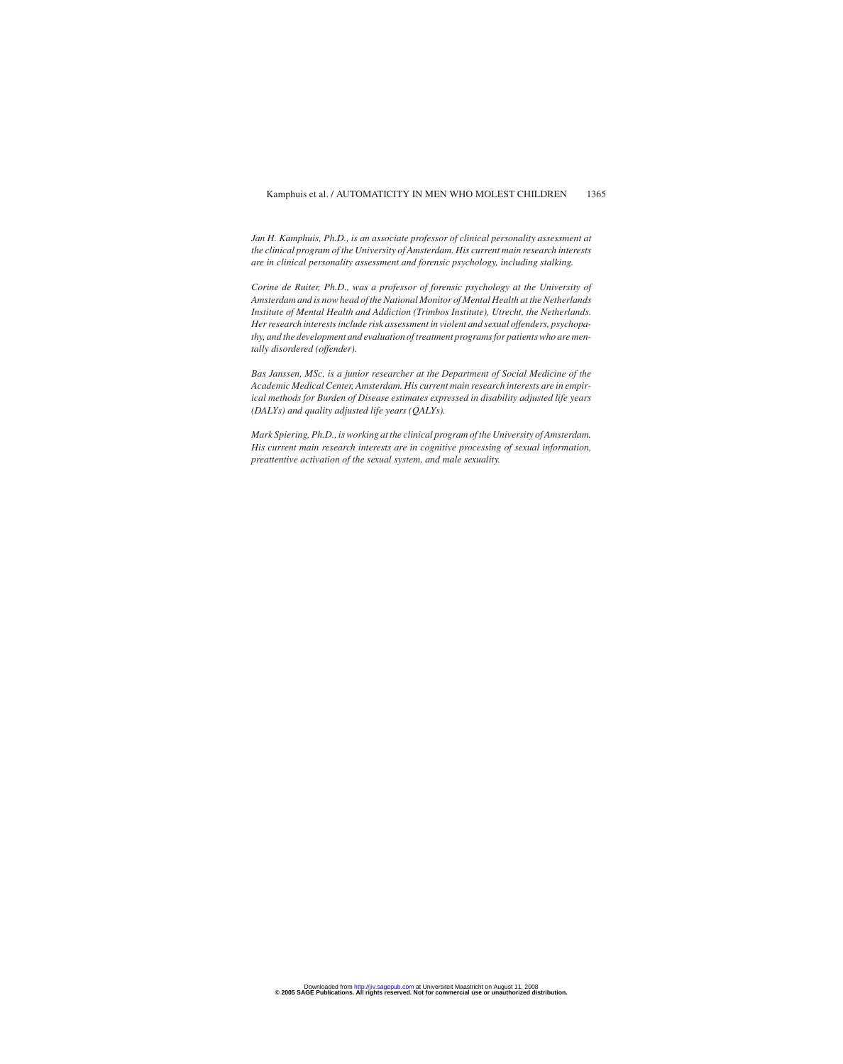*Jan H. Kamphuis, Ph.D., is an associate professor of clinical personality assessment at the clinical program of the University of Amsterdam. His current main research interests are in clinical personality assessment and forensic psychology, including stalking.*

*Corine de Ruiter, Ph.D., was a professor of forensic psychology at the University of Amsterdam and is now head of the National Monitor of Mental Health at the Netherlands Institute of Mental Health and Addiction (Trimbos Institute), Utrecht, the Netherlands. Her research interests include risk assessment in violent and sexual offenders, psychopathy, and the development and evaluation of treatment programs for patients who are mentally disordered (offender).*

*Bas Janssen, MSc, is a junior researcher at the Department of Social Medicine of the Academic Medical Center, Amsterdam. His current main research interests are in empirical methods for Burden of Disease estimates expressed in disability adjusted life years (DALYs) and quality adjusted life years (QALYs).*

*Mark Spiering, Ph.D., is working at the clinical program of the University of Amsterdam. His current main research interests are in cognitive processing of sexual information, preattentive activation of the sexual system, and male sexuality.*